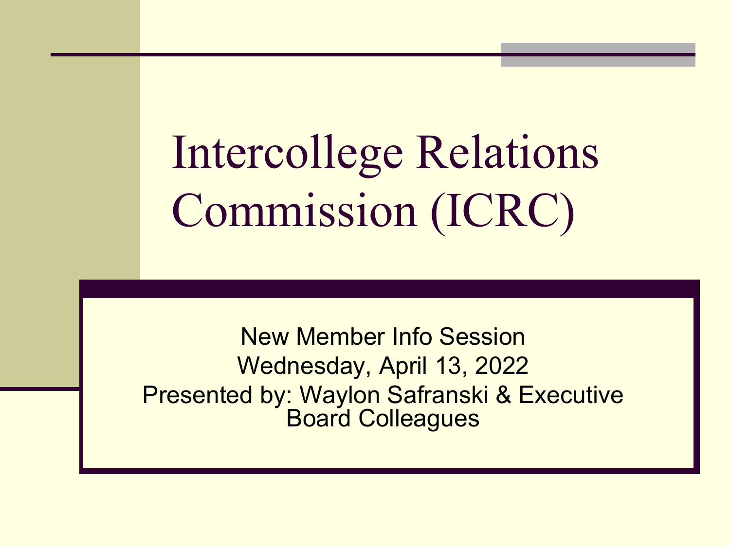# Intercollege Relations Commission (ICRC)

New Member Info Session
Wednesday, April 13, 2022
Presented by: Waylon Safranski & Executive Board Colleagues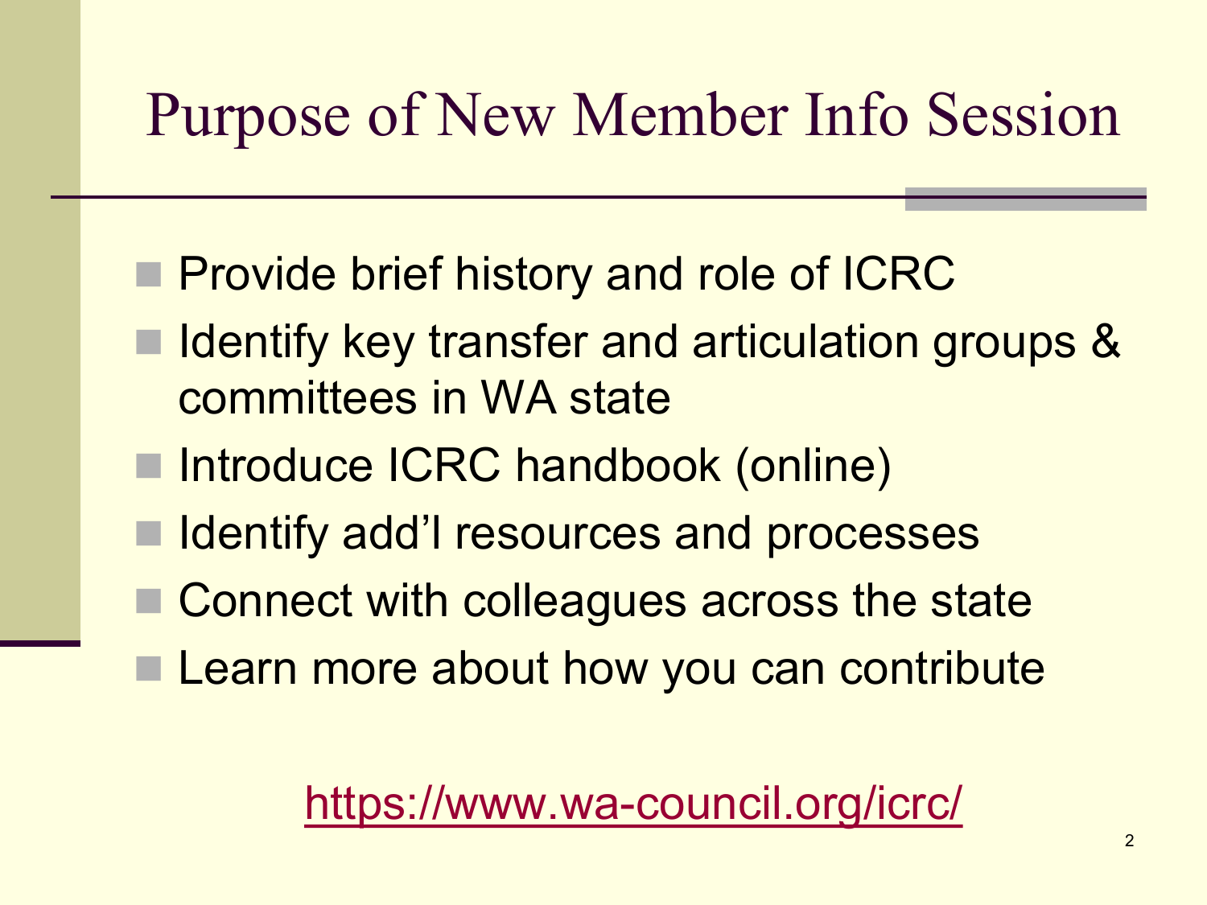# Purpose of New Member Info Session

- Provide brief history and role of ICRC
- Identify key transfer and articulation groups & committees in WA state
- Introduce ICRC handbook (online)
- Identify add'l resources and processes
- Connect with colleagues across the state
- Learn more about how you can contribute

https://www.wa-council.org/icrc/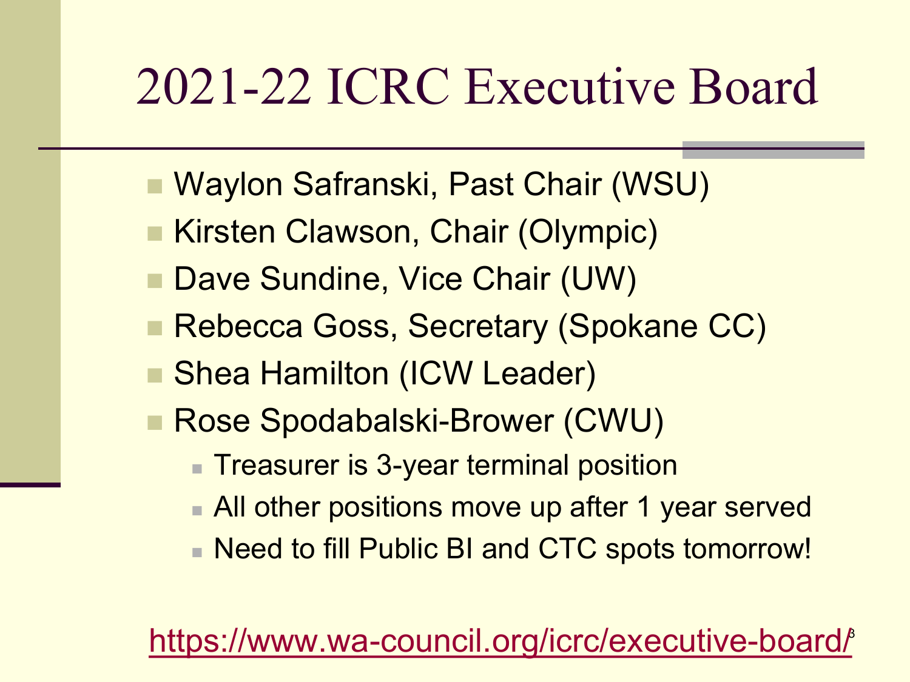# 2021-22 ICRC Executive Board

- Waylon Safranski, Past Chair (WSU)
- Kirsten Clawson, Chair (Olympic)
- Dave Sundine, Vice Chair (UW)
- Rebecca Goss, Secretary (Spokane CC)
- Shea Hamilton (ICW Leader)
- Rose Spodabalski-Brower (CWU)
  - Treasurer is 3-year terminal position
  - All other positions move up after 1 year served
  - Need to fill Public BI and CTC spots tomorrow!

https://www.wa-council.org/icrc/executive-board/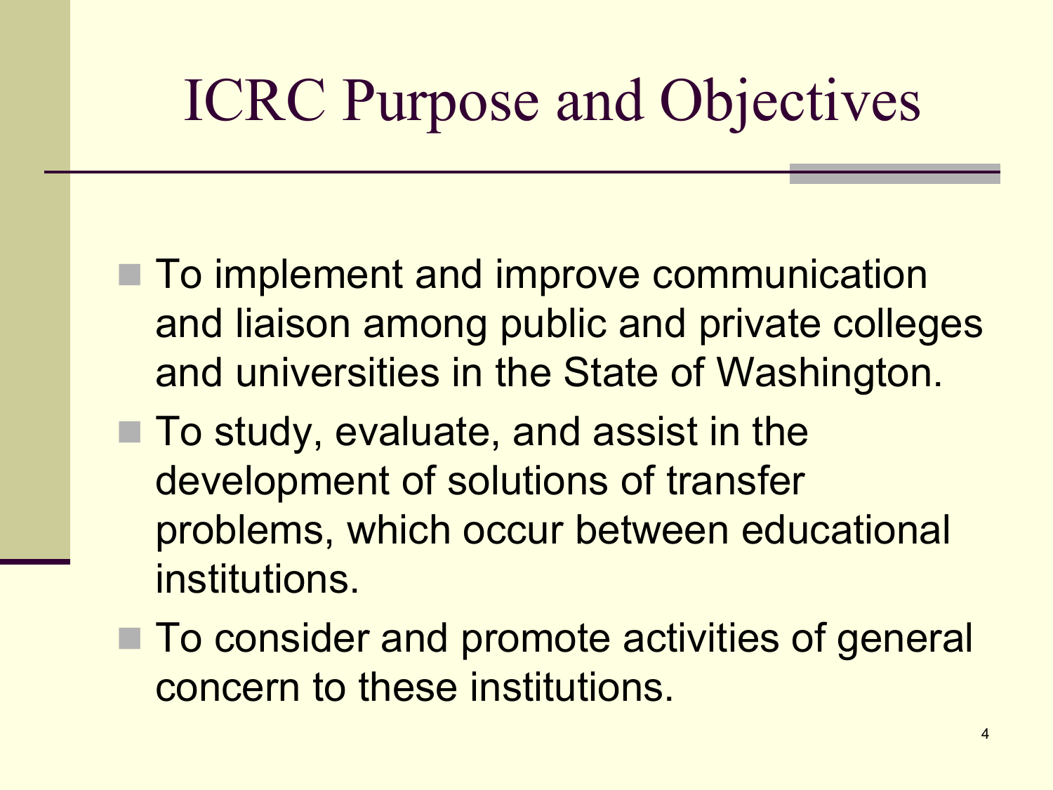# ICRC Purpose and Objectives

- To implement and improve communication and liaison among public and private colleges and universities in the State of Washington.
- To study, evaluate, and assist in the development of solutions of transfer problems, which occur between educational institutions.
- To consider and promote activities of general concern to these institutions.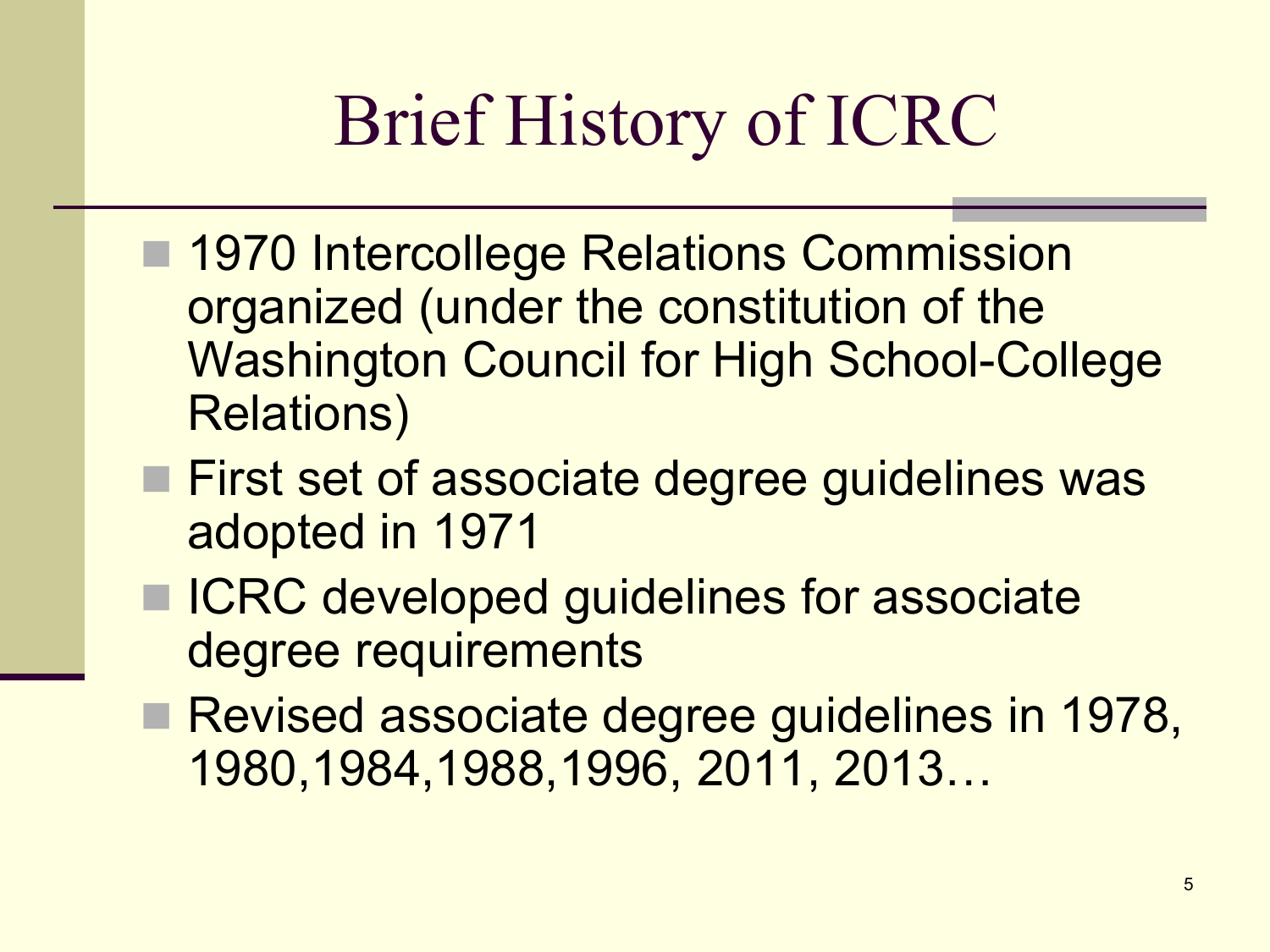# Brief History of ICRC

- 1970 Intercollege Relations Commission organized (under the constitution of the Washington Council for High School-College Relations)
- First set of associate degree guidelines was adopted in 1971
- ICRC developed guidelines for associate degree requirements
- Revised associate degree guidelines in 1978, 1980,1984,1988,1996, 2011, 2013…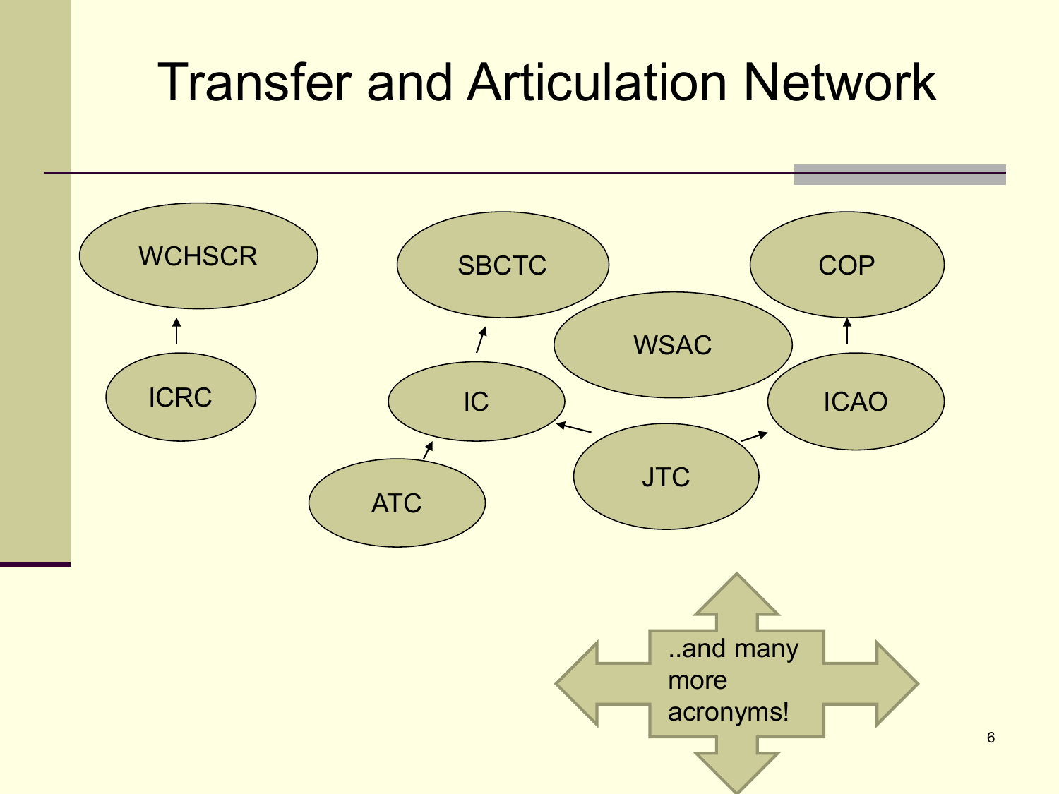# Transfer and Articulation Network

WCHSCR

ICRC

SBCTC

IC

ATC

WSAC

JTC

COP

ICAO

..and many more acronyms!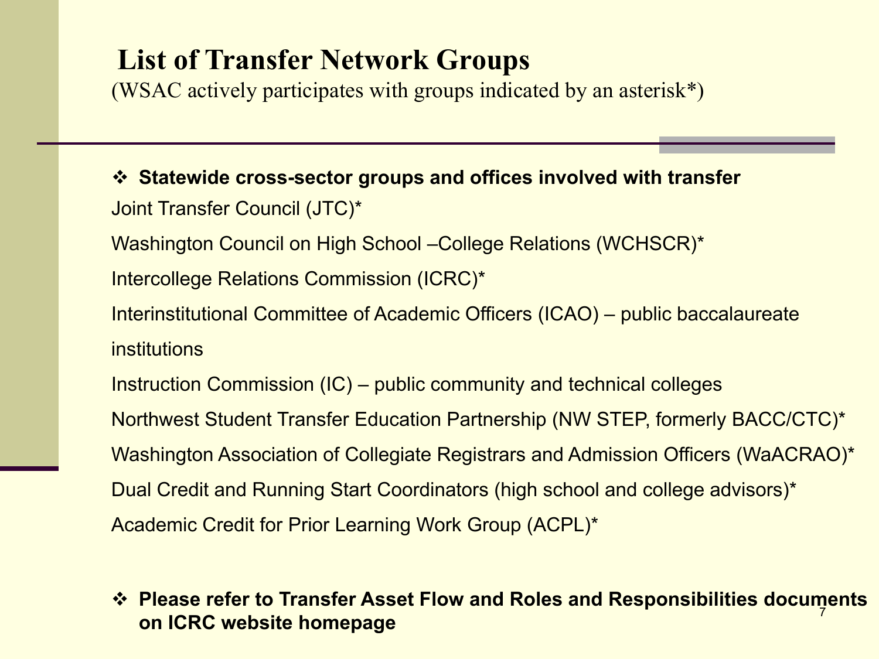# List of Transfer Network Groups

(WSAC actively participates with groups indicated by an asterisk*)

❖ **Statewide cross-sector groups and offices involved with transfer**

Joint Transfer Council (JTC)*

Washington Council on High School –College Relations (WCHSCR)*

Intercollege Relations Commission (ICRC)*

Interinstitutional Committee of Academic Officers (ICAO) – public baccalaureate institutions

Instruction Commission (IC) – public community and technical colleges

Northwest Student Transfer Education Partnership (NW STEP, formerly BACC/CTC)*

Washington Association of Collegiate Registrars and Admission Officers (WaACRAO)*

Dual Credit and Running Start Coordinators (high school and college advisors)*

Academic Credit for Prior Learning Work Group (ACPL)*

❖ **Please refer to Transfer Asset Flow and Roles and Responsibilities documents on ICRC website homepage**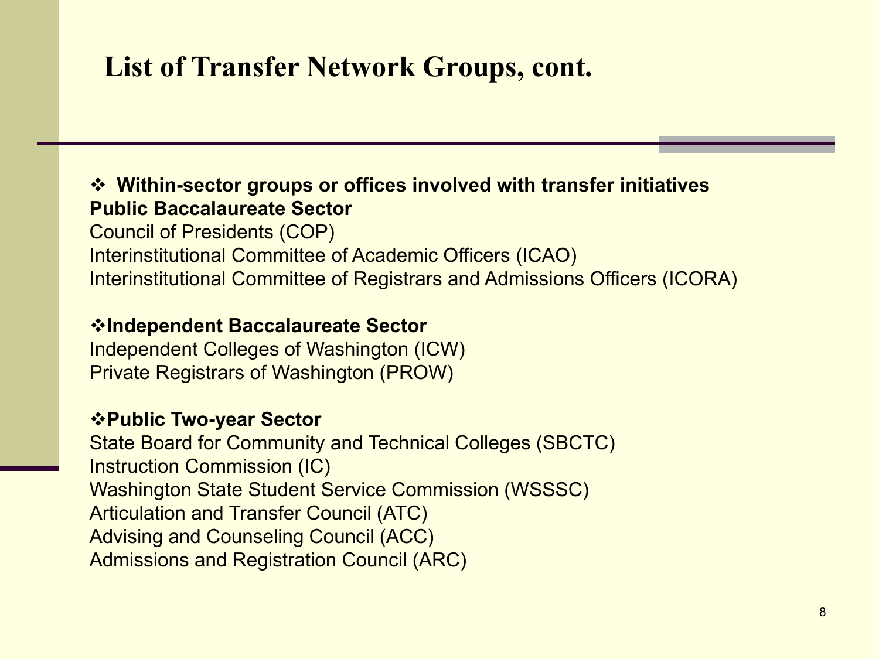# List of Transfer Network Groups, cont.

- **Within-sector groups or offices involved with transfer initiatives**

**Public Baccalaureate Sector**

Council of Presidents (COP)
Interinstitutional Committee of Academic Officers (ICAO)
Interinstitutional Committee of Registrars and Admissions Officers (ICORA)

- **Independent Baccalaureate Sector**

Independent Colleges of Washington (ICW)
Private Registrars of Washington (PROW)

- **Public Two-year Sector**

State Board for Community and Technical Colleges (SBCTC)
Instruction Commission (IC)
Washington State Student Service Commission (WSSSC)
Articulation and Transfer Council (ATC)
Advising and Counseling Council (ACC)
Admissions and Registration Council (ARC)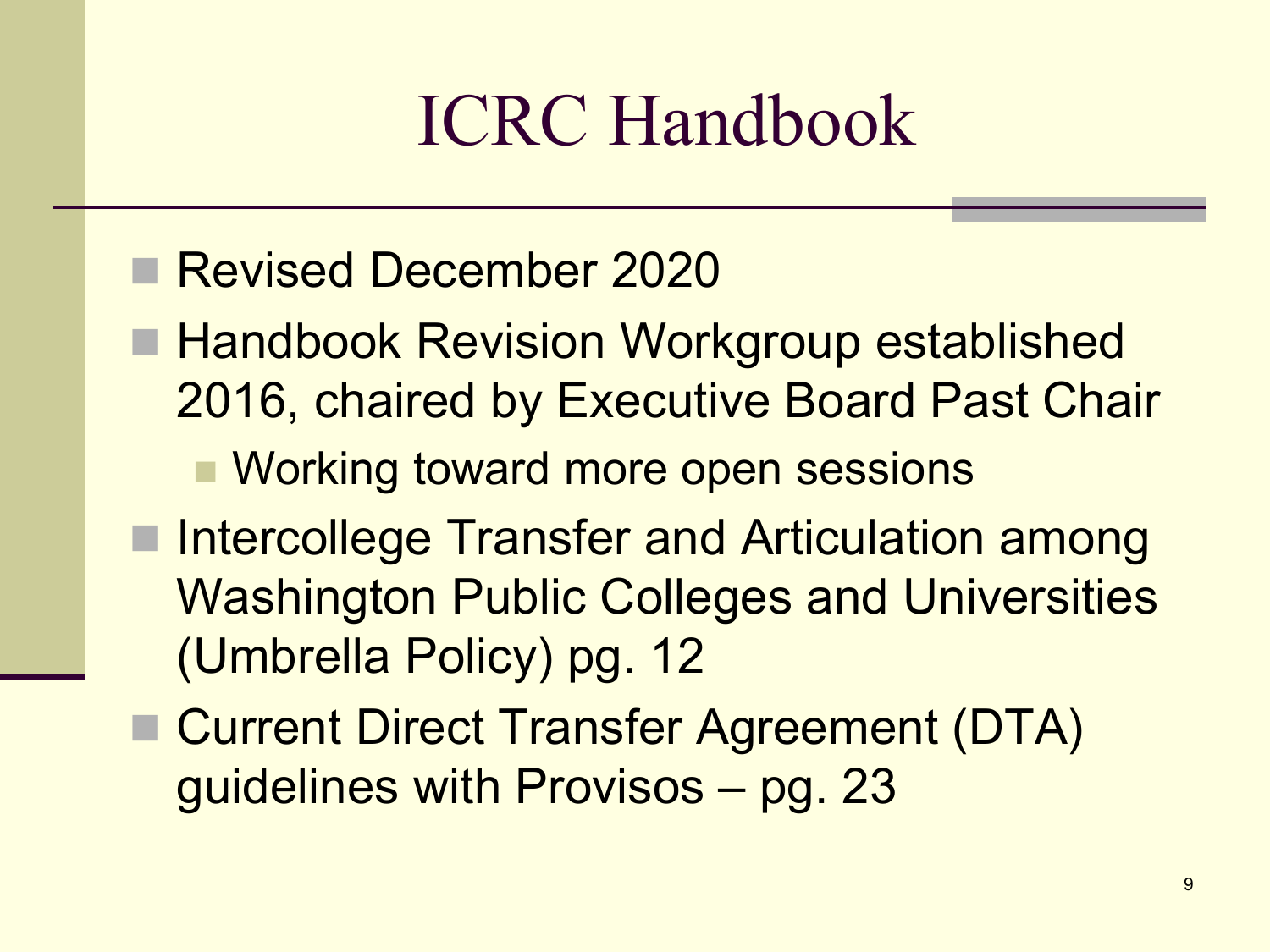# ICRC Handbook

- Revised December 2020
- Handbook Revision Workgroup established 2016, chaired by Executive Board Past Chair
  - Working toward more open sessions
- Intercollege Transfer and Articulation among Washington Public Colleges and Universities (Umbrella Policy) pg. 12
- Current Direct Transfer Agreement (DTA) guidelines with Provisos – pg. 23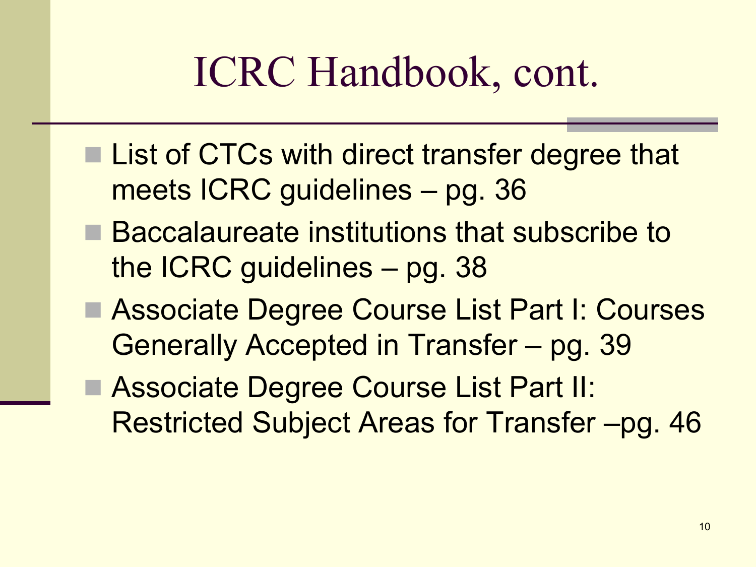# ICRC Handbook, cont.

- List of CTCs with direct transfer degree that meets ICRC guidelines – pg. 36
- Baccalaureate institutions that subscribe to the ICRC guidelines – pg. 38
- Associate Degree Course List Part I: Courses Generally Accepted in Transfer – pg. 39
- Associate Degree Course List Part II: Restricted Subject Areas for Transfer –pg. 46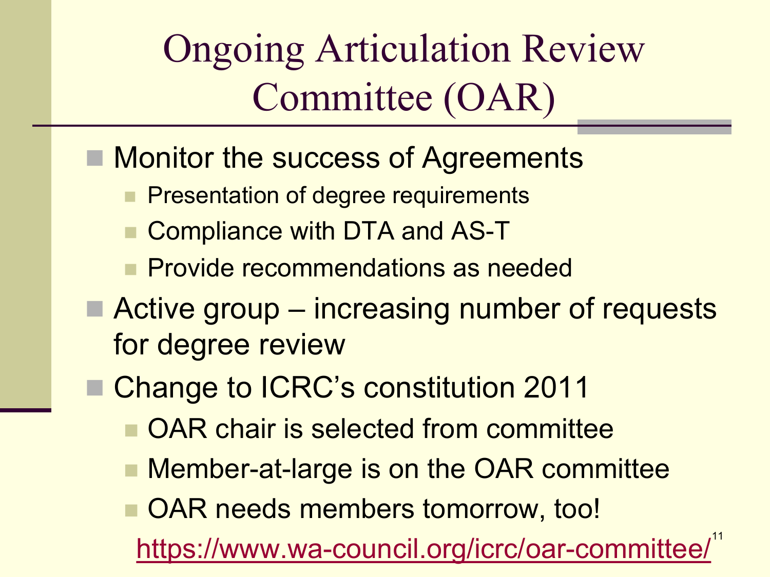# Ongoing Articulation Review Committee (OAR)

- Monitor the success of Agreements
  - Presentation of degree requirements
  - Compliance with DTA and AS-T
  - Provide recommendations as needed
- Active group – increasing number of requests for degree review
- Change to ICRC's constitution 2011
  - OAR chair is selected from committee
  - Member-at-large is on the OAR committee
  - OAR needs members tomorrow, too!

https://www.wa-council.org/icrc/oar-committee/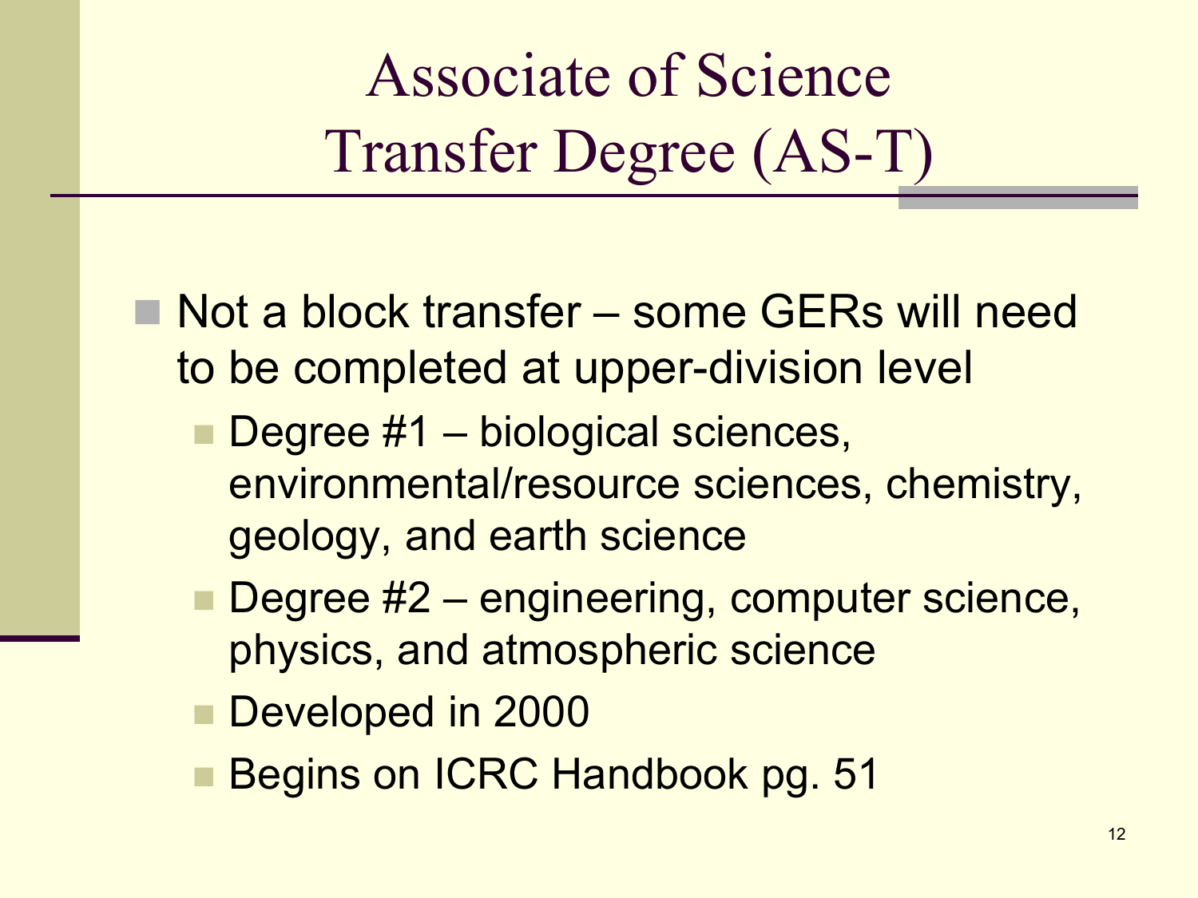# Associate of Science Transfer Degree (AS-T)

- Not a block transfer – some GERs will need to be completed at upper-division level
  - Degree #1 – biological sciences, environmental/resource sciences, chemistry, geology, and earth science
  - Degree #2 – engineering, computer science, physics, and atmospheric science
  - Developed in 2000
  - Begins on ICRC Handbook pg. 51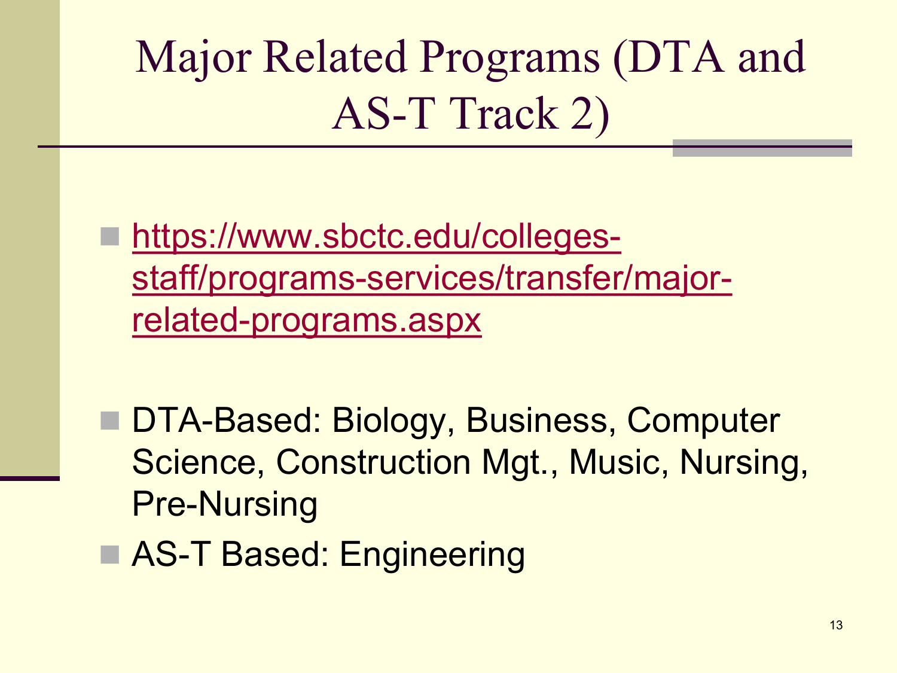# Major Related Programs (DTA and AS-T Track 2)

- https://www.sbctc.edu/colleges-staff/programs-services/transfer/major-related-programs.aspx
- DTA-Based: Biology, Business, Computer Science, Construction Mgt., Music, Nursing, Pre-Nursing
- AS-T Based: Engineering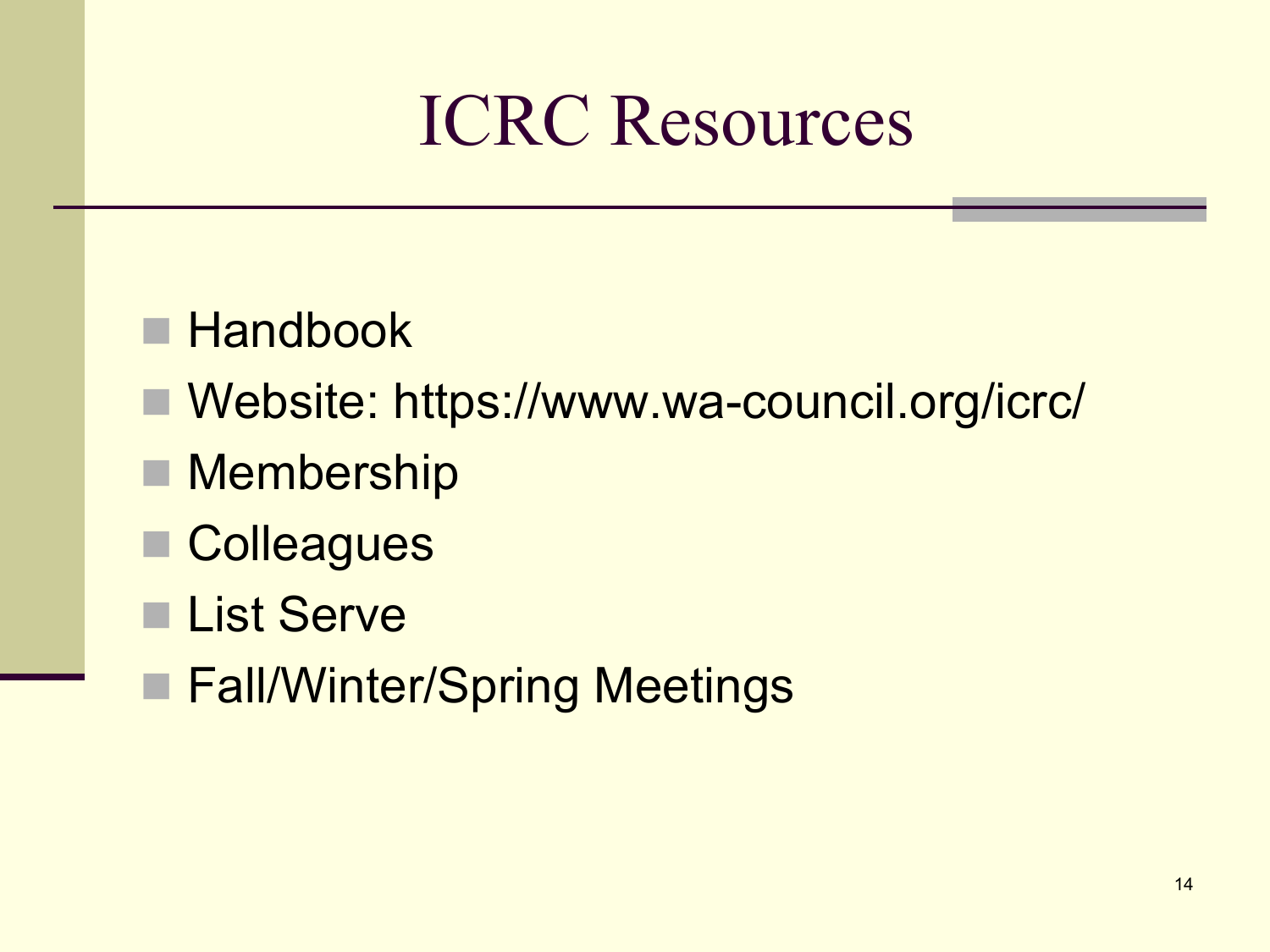# ICRC Resources

- Handbook
- Website: https://www.wa-council.org/icrc/
- Membership
- Colleagues
- List Serve
- Fall/Winter/Spring Meetings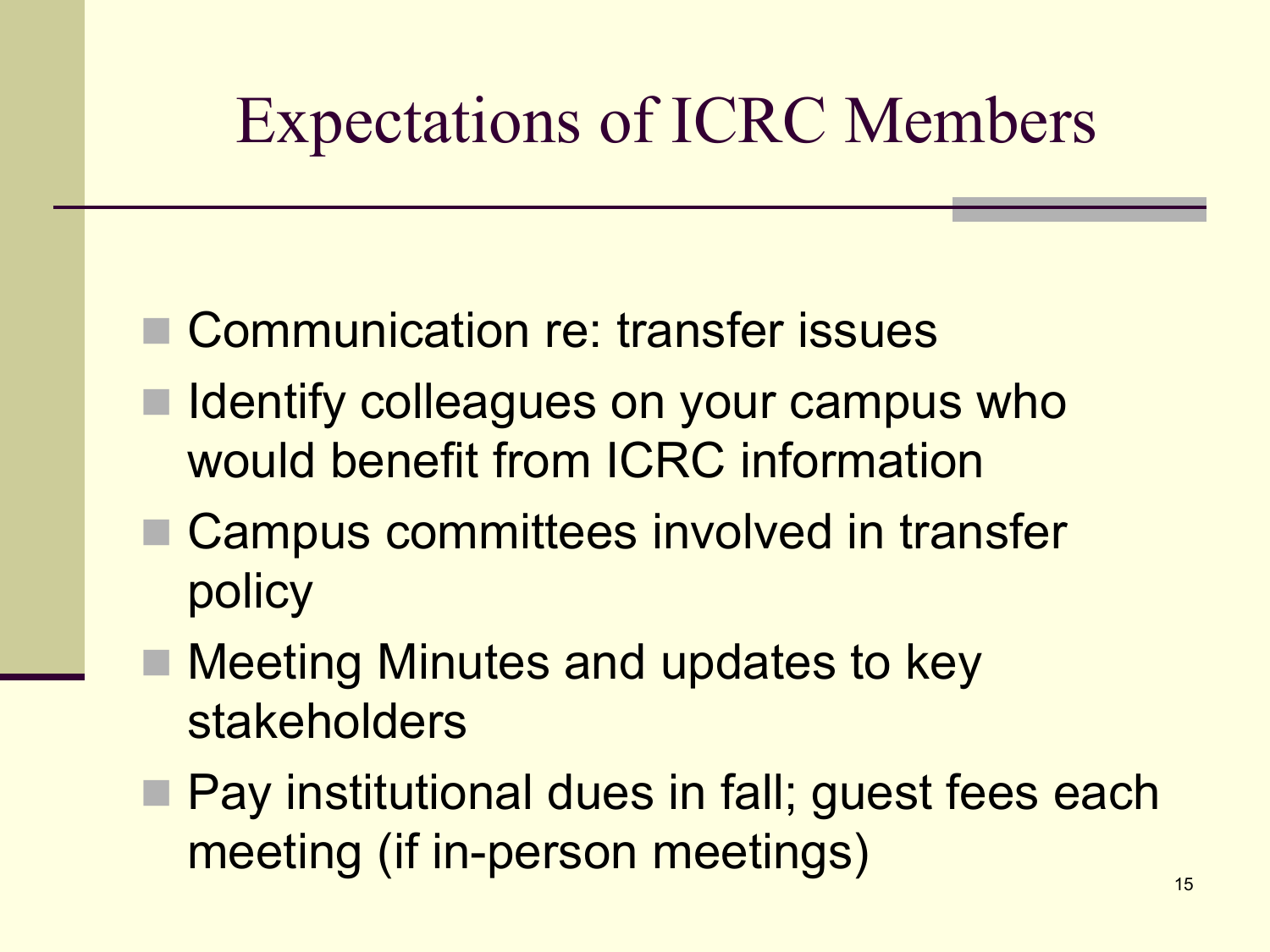# Expectations of ICRC Members

- Communication re: transfer issues
- Identify colleagues on your campus who would benefit from ICRC information
- Campus committees involved in transfer policy
- Meeting Minutes and updates to key stakeholders
- Pay institutional dues in fall; guest fees each meeting (if in-person meetings)